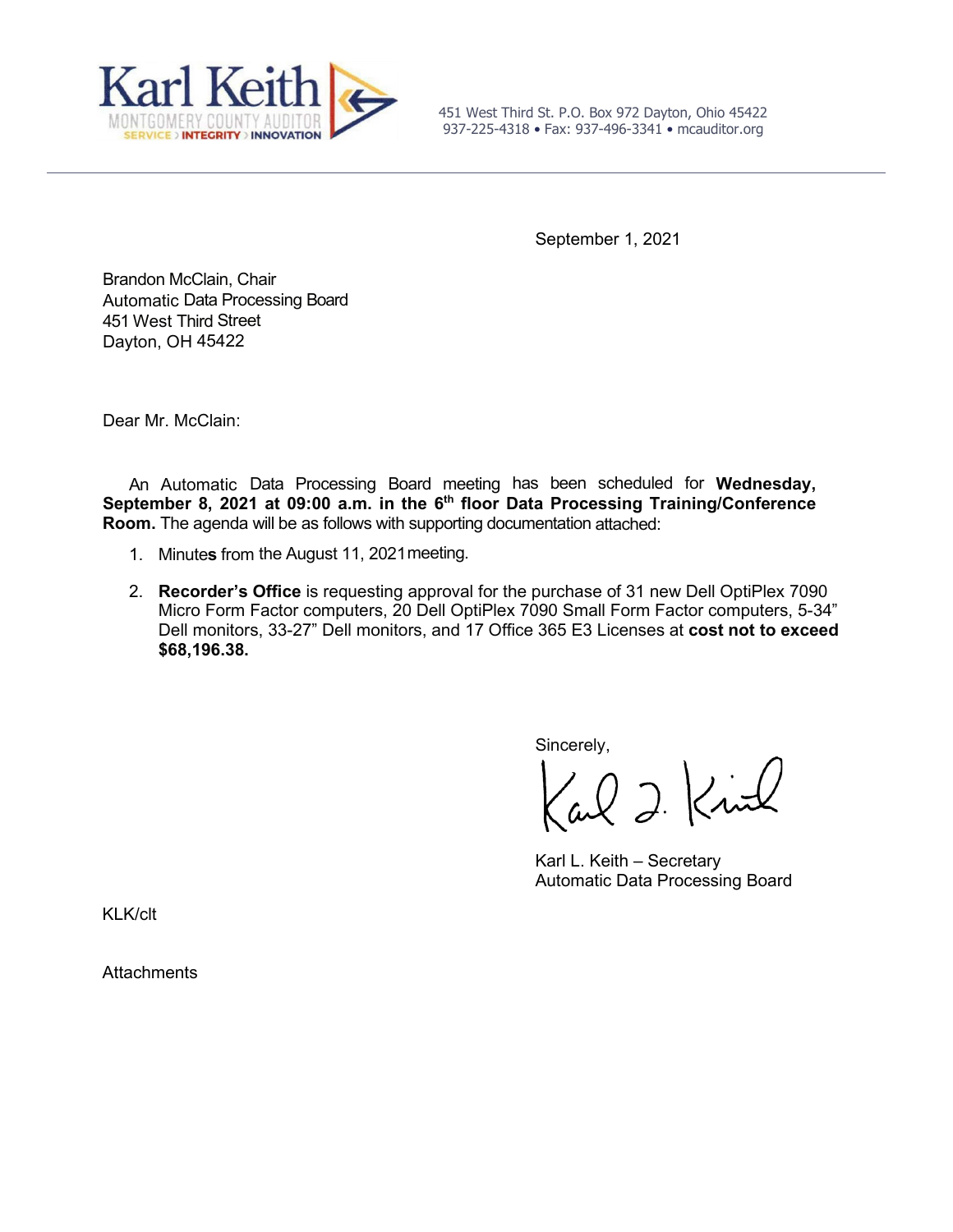Karl Keith
MONTGOMERY COUNTY AUDITOR
SERVICE › INTEGRITY › INNOVATION

451 West Third St. P.O. Box 972 Dayton, Ohio 45422
937-225-4318 • Fax: 937-496-3341 • mcauditor.org

---

September 1, 2021

Brandon McClain, Chair
Automatic Data Processing Board
451 West Third Street
Dayton, OH 45422

Dear Mr. McClain:

An Automatic Data Processing Board meeting has been scheduled for **Wednesday, September 8, 2021 at 09:00 a.m. in the 6th floor Data Processing Training/Conference Room.** The agenda will be as follows with supporting documentation attached:

1. Minutes from the August 11, 2021 meeting.
2. **Recorder's Office** is requesting approval for the purchase of 31 new Dell OptiPlex 7090 Micro Form Factor computers, 20 Dell OptiPlex 7090 Small Form Factor computers, 5-34" Dell monitors, 33-27" Dell monitors, and 17 Office 365 E3 Licenses at **cost not to exceed $68,196.38.**

Sincerely,

Karl L. Keith – Secretary
Automatic Data Processing Board

KLK/clt

Attachments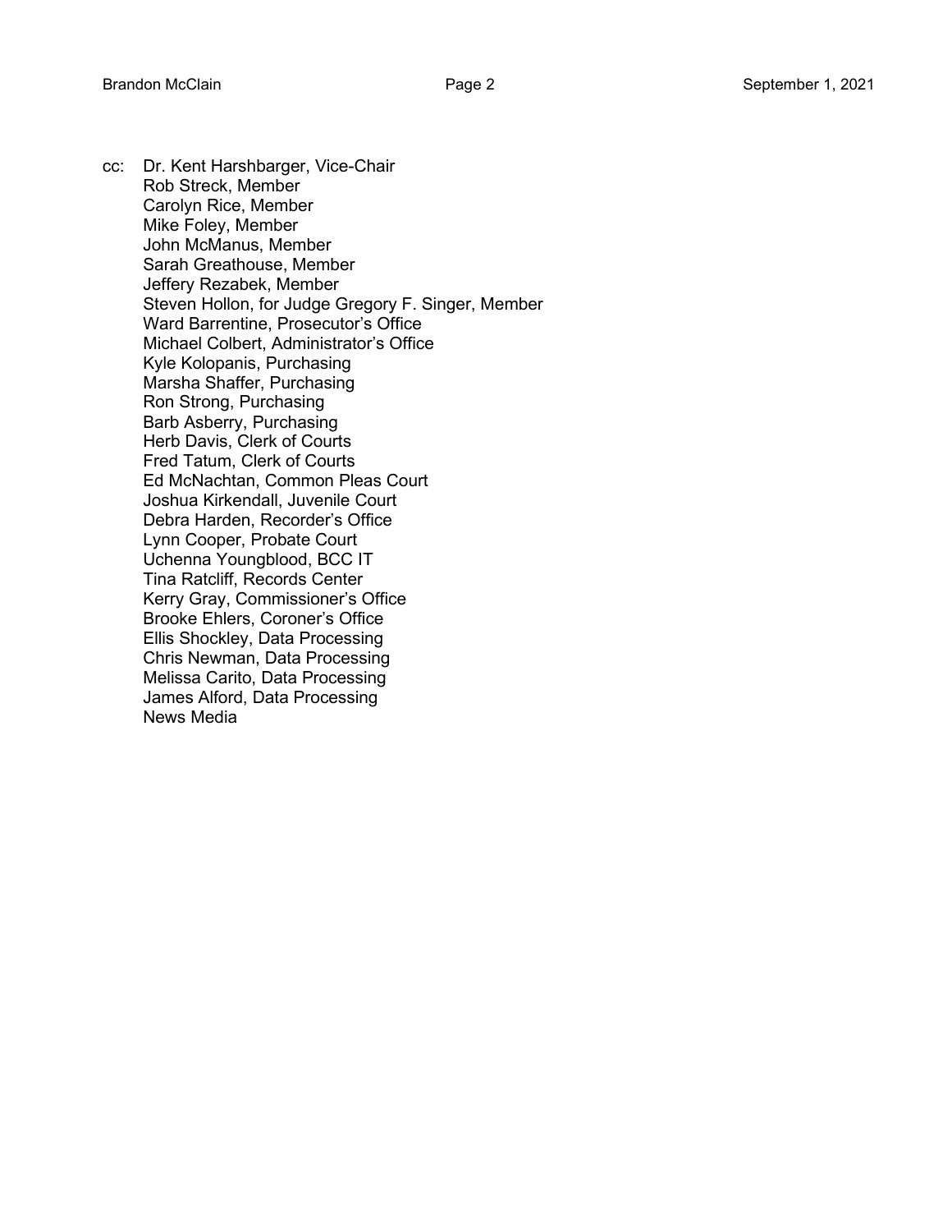cc: Dr. Kent Harshbarger, Vice-Chair
Rob Streck, Member
Carolyn Rice, Member
Mike Foley, Member
John McManus, Member
Sarah Greathouse, Member
Jeffery Rezabek, Member
Steven Hollon, for Judge Gregory F. Singer, Member
Ward Barrentine, Prosecutor's Office
Michael Colbert, Administrator's Office
Kyle Kolopanis, Purchasing
Marsha Shaffer, Purchasing
Ron Strong, Purchasing
Barb Asberry, Purchasing
Herb Davis, Clerk of Courts
Fred Tatum, Clerk of Courts
Ed McNachtan, Common Pleas Court
Joshua Kirkendall, Juvenile Court
Debra Harden, Recorder's Office
Lynn Cooper, Probate Court
Uchenna Youngblood, BCC IT
Tina Ratcliff, Records Center
Kerry Gray, Commissioner's Office
Brooke Ehlers, Coroner's Office
Ellis Shockley, Data Processing
Chris Newman, Data Processing
Melissa Carito, Data Processing
James Alford, Data Processing
News Media